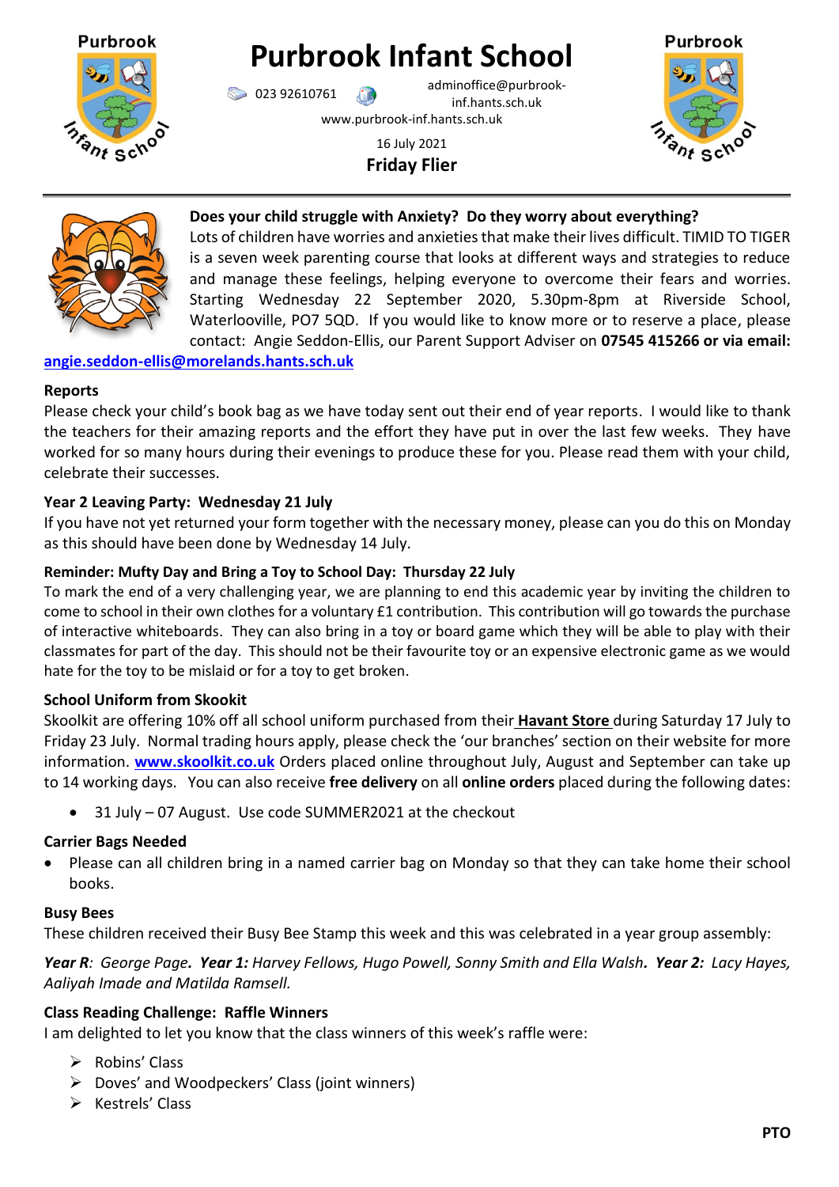// Purbrook Infant School - Friday Flier, 16 July 2021 (page 1 of 2)
# Purbrook Infant School

023 92610761 adminoffice@purbrook-inf.hants.sch.uk
www.purbrook-inf.hants.sch.uk

16 July 2021

**Friday Flier**

**Does your child struggle with Anxiety? Do they worry about everything?**
Lots of children have worries and anxieties that make their lives difficult. TIMID TO TIGER is a seven week parenting course that looks at different ways and strategies to reduce and manage these feelings, helping everyone to overcome their fears and worries. Starting Wednesday 22 September 2020, 5.30pm-8pm at Riverside School, Waterlooville, PO7 5QD. If you would like to know more or to reserve a place, please contact: Angie Seddon-Ellis, our Parent Support Adviser on **07545 415266 or via email:** angie.seddon-ellis@morelands.hants.sch.uk

**Reports**
Please check your child's book bag as we have today sent out their end of year reports. I would like to thank the teachers for their amazing reports and the effort they have put in over the last few weeks. They have worked for so many hours during their evenings to produce these for you. Please read them with your child, celebrate their successes.

**Year 2 Leaving Party: Wednesday 21 July**
If you have not yet returned your form together with the necessary money, please can you do this on Monday as this should have been done by Wednesday 14 July.

**Reminder: Mufty Day and Bring a Toy to School Day: Thursday 22 July**
To mark the end of a very challenging year, we are planning to end this academic year by inviting the children to come to school in their own clothes for a voluntary £1 contribution. This contribution will go towards the purchase of interactive whiteboards. They can also bring in a toy or board game which they will be able to play with their classmates for part of the day. This should not be their favourite toy or an expensive electronic game as we would hate for the toy to be mislaid or for a toy to get broken.

**School Uniform from Skookit**
Skoolkit are offering 10% off all school uniform purchased from their **Havant Store** during Saturday 17 July to Friday 23 July. Normal trading hours apply, please check the 'our branches' section on their website for more information. **www.skoolkit.co.uk** Orders placed online throughout July, August and September can take up to 14 working days. You can also receive **free delivery** on all **online orders** placed during the following dates:

- 31 July – 07 August. Use code SUMMER2021 at the checkout

**Carrier Bags Needed**
- Please can all children bring in a named carrier bag on Monday so that they can take home their school books.

**Busy Bees**
These children received their Busy Bee Stamp this week and this was celebrated in a year group assembly:

***Year R**: George Page. **Year 1:** Harvey Fellows, Hugo Powell, Sonny Smith and Ella Walsh. **Year 2:** Lacy Hayes, Aaliyah Imade and Matilda Ramsell.*

**Class Reading Challenge: Raffle Winners**
I am delighted to let you know that the class winners of this week's raffle were:

- Robins' Class
- Doves' and Woodpeckers' Class (joint winners)
- Kestrels' Class

**PTO**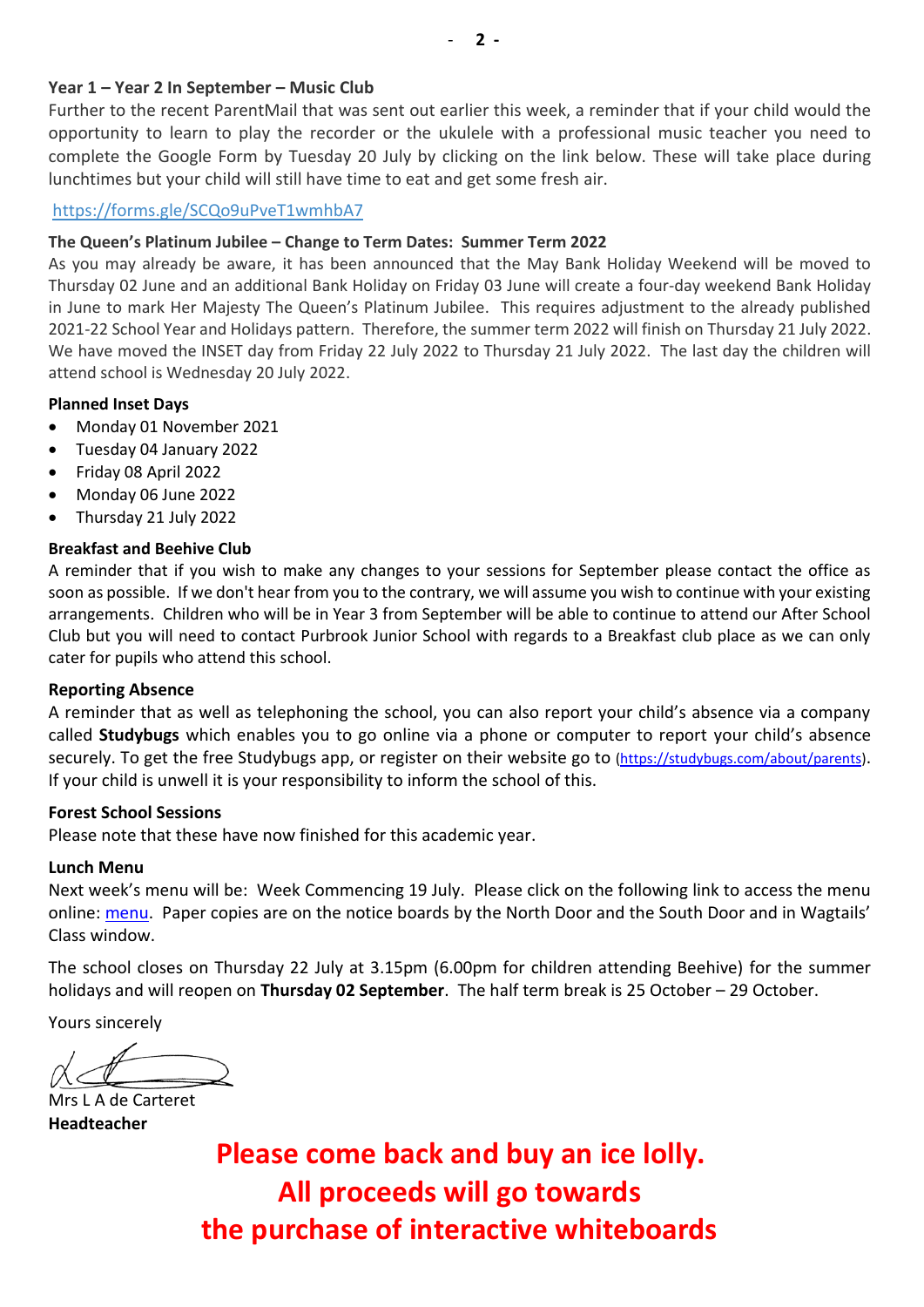**Year 1 – Year 2 In September – Music Club**

Further to the recent ParentMail that was sent out earlier this week, a reminder that if your child would the opportunity to learn to play the recorder or the ukulele with a professional music teacher you need to complete the Google Form by Tuesday 20 July by clicking on the link below. These will take place during lunchtimes but your child will still have time to eat and get some fresh air.

https://forms.gle/SCQo9uPveT1wmhbA7

**The Queen's Platinum Jubilee – Change to Term Dates: Summer Term 2022**

As you may already be aware, it has been announced that the May Bank Holiday Weekend will be moved to Thursday 02 June and an additional Bank Holiday on Friday 03 June will create a four-day weekend Bank Holiday in June to mark Her Majesty The Queen's Platinum Jubilee. This requires adjustment to the already published 2021-22 School Year and Holidays pattern. Therefore, the summer term 2022 will finish on Thursday 21 July 2022. We have moved the INSET day from Friday 22 July 2022 to Thursday 21 July 2022. The last day the children will attend school is Wednesday 20 July 2022.

**Planned Inset Days**

- Monday 01 November 2021
- Tuesday 04 January 2022
- Friday 08 April 2022
- Monday 06 June 2022
- Thursday 21 July 2022

**Breakfast and Beehive Club**

A reminder that if you wish to make any changes to your sessions for September please contact the office as soon as possible. If we don't hear from you to the contrary, we will assume you wish to continue with your existing arrangements. Children who will be in Year 3 from September will be able to continue to attend our After School Club but you will need to contact Purbrook Junior School with regards to a Breakfast club place as we can only cater for pupils who attend this school.

**Reporting Absence**

A reminder that as well as telephoning the school, you can also report your child's absence via a company called **Studybugs** which enables you to go online via a phone or computer to report your child's absence securely. To get the free Studybugs app, or register on their website go to (https://studybugs.com/about/parents). If your child is unwell it is your responsibility to inform the school of this.

**Forest School Sessions**

Please note that these have now finished for this academic year.

**Lunch Menu**

Next week's menu will be: Week Commencing 19 July. Please click on the following link to access the menu online: menu. Paper copies are on the notice boards by the North Door and the South Door and in Wagtails' Class window.

The school closes on Thursday 22 July at 3.15pm (6.00pm for children attending Beehive) for the summer holidays and will reopen on **Thursday 02 September**. The half term break is 25 October – 29 October.

Yours sincerely

Mrs L A de Carteret
**Headteacher**

**Please come back and buy an ice lolly.**
**All proceeds will go towards**
**the purchase of interactive whiteboards**